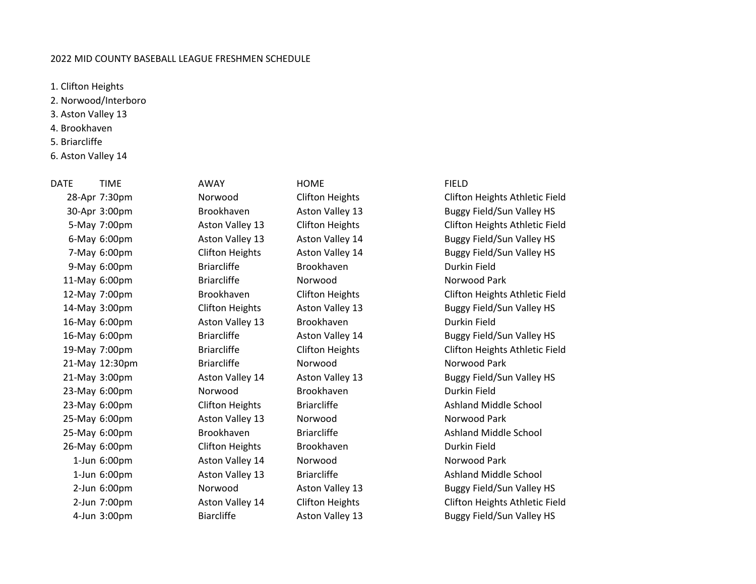2022 MID COUNTY BASEBALL LEAGUE FRESHMEN SCHEDULE

1. Clifton Heights
2. Norwood/Interboro
3. Aston Valley 13
4. Brookhaven
5. Briarcliffe
6. Aston Valley 14

| DATE | TIME | AWAY | HOME | FIELD |
|---|---|---|---|---|
| 28-Apr | 7:30pm | Norwood | Clifton Heights | Clifton Heights Athletic Field |
| 30-Apr | 3:00pm | Brookhaven | Aston Valley 13 | Buggy Field/Sun Valley HS |
| 5-May | 7:00pm | Aston Valley 13 | Clifton Heights | Clifton Heights Athletic Field |
| 6-May | 6:00pm | Aston Valley 13 | Aston Valley 14 | Buggy Field/Sun Valley HS |
| 7-May | 6:00pm | Clifton Heights | Aston Valley 14 | Buggy Field/Sun Valley HS |
| 9-May | 6:00pm | Briarcliffe | Brookhaven | Durkin Field |
| 11-May | 6:00pm | Briarcliffe | Norwood | Norwood Park |
| 12-May | 7:00pm | Brookhaven | Clifton Heights | Clifton Heights Athletic Field |
| 14-May | 3:00pm | Clifton Heights | Aston Valley 13 | Buggy Field/Sun Valley HS |
| 16-May | 6:00pm | Aston Valley 13 | Brookhaven | Durkin Field |
| 16-May | 6:00pm | Briarcliffe | Aston Valley 14 | Buggy Field/Sun Valley HS |
| 19-May | 7:00pm | Briarcliffe | Clifton Heights | Clifton Heights Athletic Field |
| 21-May | 12:30pm | Briarcliffe | Norwood | Norwood Park |
| 21-May | 3:00pm | Aston Valley 14 | Aston Valley 13 | Buggy Field/Sun Valley HS |
| 23-May | 6:00pm | Norwood | Brookhaven | Durkin Field |
| 23-May | 6:00pm | Clifton Heights | Briarcliffe | Ashland Middle School |
| 25-May | 6:00pm | Aston Valley 13 | Norwood | Norwood Park |
| 25-May | 6:00pm | Brookhaven | Briarcliffe | Ashland Middle School |
| 26-May | 6:00pm | Clifton Heights | Brookhaven | Durkin Field |
| 1-Jun | 6:00pm | Aston Valley 14 | Norwood | Norwood Park |
| 1-Jun | 6:00pm | Aston Valley 13 | Briarcliffe | Ashland Middle School |
| 2-Jun | 6:00pm | Norwood | Aston Valley 13 | Buggy Field/Sun Valley HS |
| 2-Jun | 7:00pm | Aston Valley 14 | Clifton Heights | Clifton Heights Athletic Field |
| 4-Jun | 3:00pm | Biarcliffe | Aston Valley 13 | Buggy Field/Sun Valley HS |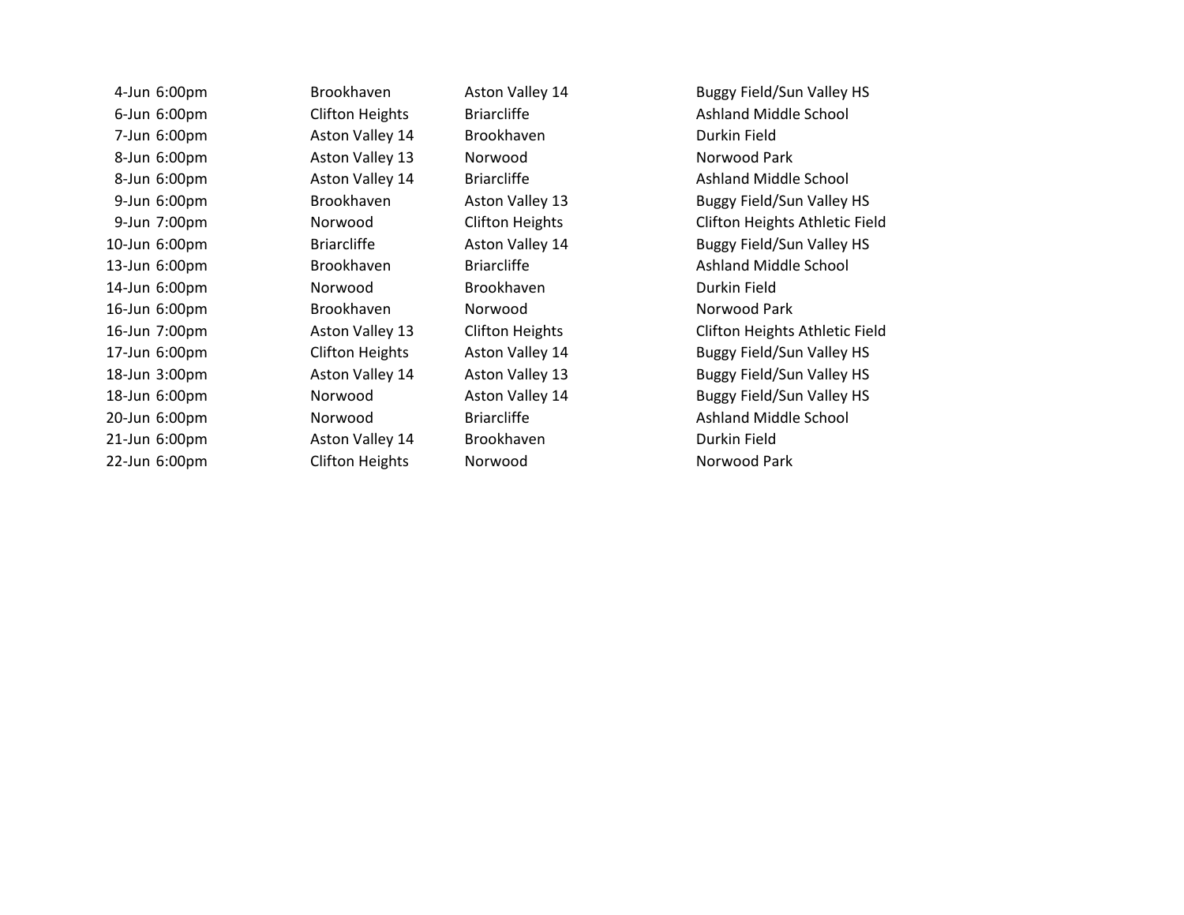| | | | | |
|---|---|---|---|---|
| 4-Jun | 6:00pm | Brookhaven | Aston Valley 14 | Buggy Field/Sun Valley HS |
| 6-Jun | 6:00pm | Clifton Heights | Briarcliffe | Ashland Middle School |
| 7-Jun | 6:00pm | Aston Valley 14 | Brookhaven | Durkin Field |
| 8-Jun | 6:00pm | Aston Valley 13 | Norwood | Norwood Park |
| 8-Jun | 6:00pm | Aston Valley 14 | Briarcliffe | Ashland Middle School |
| 9-Jun | 6:00pm | Brookhaven | Aston Valley 13 | Buggy Field/Sun Valley HS |
| 9-Jun | 7:00pm | Norwood | Clifton Heights | Clifton Heights Athletic Field |
| 10-Jun | 6:00pm | Briarcliffe | Aston Valley 14 | Buggy Field/Sun Valley HS |
| 13-Jun | 6:00pm | Brookhaven | Briarcliffe | Ashland Middle School |
| 14-Jun | 6:00pm | Norwood | Brookhaven | Durkin Field |
| 16-Jun | 6:00pm | Brookhaven | Norwood | Norwood Park |
| 16-Jun | 7:00pm | Aston Valley 13 | Clifton Heights | Clifton Heights Athletic Field |
| 17-Jun | 6:00pm | Clifton Heights | Aston Valley 14 | Buggy Field/Sun Valley HS |
| 18-Jun | 3:00pm | Aston Valley 14 | Aston Valley 13 | Buggy Field/Sun Valley HS |
| 18-Jun | 6:00pm | Norwood | Aston Valley 14 | Buggy Field/Sun Valley HS |
| 20-Jun | 6:00pm | Norwood | Briarcliffe | Ashland Middle School |
| 21-Jun | 6:00pm | Aston Valley 14 | Brookhaven | Durkin Field |
| 22-Jun | 6:00pm | Clifton Heights | Norwood | Norwood Park |